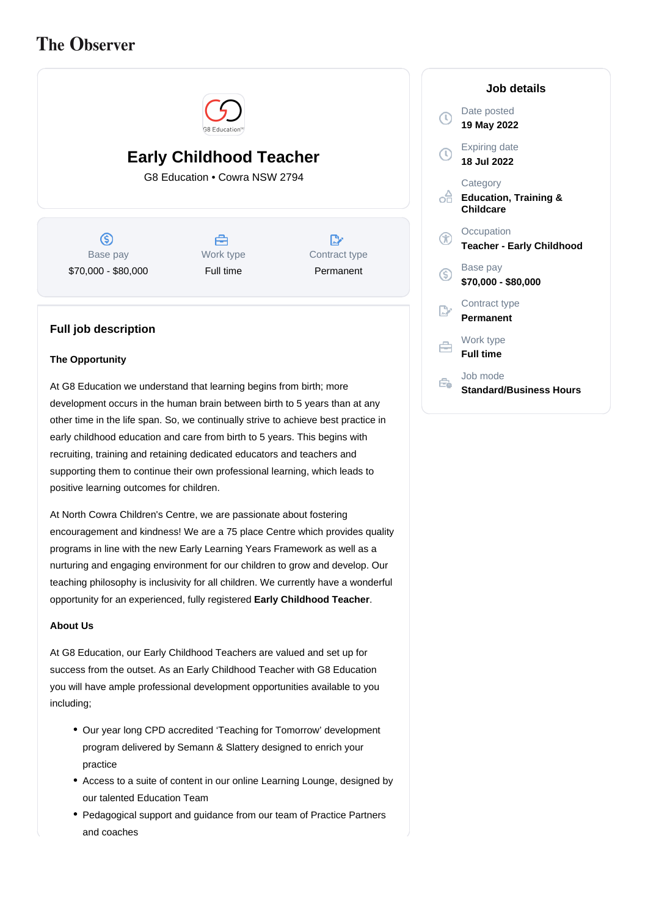The Observer

# Early Childhood Teacher

G8 Education • Cowra NSW 2794

| Base pay | Work type | Contract type |
|---|---|---|
| $70,000 - $80,000 | Full time | Permanent |

## Job details

Date posted
**19 May 2022**

Expiring date
**18 Jul 2022**

Category
**Education, Training & Childcare**

Occupation
**Teacher - Early Childhood**

Base pay
**$70,000 - $80,000**

Contract type
**Permanent**

Work type
**Full time**

Job mode
**Standard/Business Hours**

## Full job description

**The Opportunity**

At G8 Education we understand that learning begins from birth; more development occurs in the human brain between birth to 5 years than at any other time in the life span. So, we continually strive to achieve best practice in early childhood education and care from birth to 5 years. This begins with recruiting, training and retaining dedicated educators and teachers and supporting them to continue their own professional learning, which leads to positive learning outcomes for children.

At North Cowra Children's Centre, we are passionate about fostering encouragement and kindness! We are a 75 place Centre which provides quality programs in line with the new Early Learning Years Framework as well as a nurturing and engaging environment for our children to grow and develop. Our teaching philosophy is inclusivity for all children. We currently have a wonderful opportunity for an experienced, fully registered **Early Childhood Teacher**.

**About Us**

At G8 Education, our Early Childhood Teachers are valued and set up for success from the outset. As an Early Childhood Teacher with G8 Education you will have ample professional development opportunities available to you including;

- Our year long CPD accredited ‘Teaching for Tomorrow’ development program delivered by Semann & Slattery designed to enrich your practice
- Access to a suite of content in our online Learning Lounge, designed by our talented Education Team
- Pedagogical support and guidance from our team of Practice Partners and coaches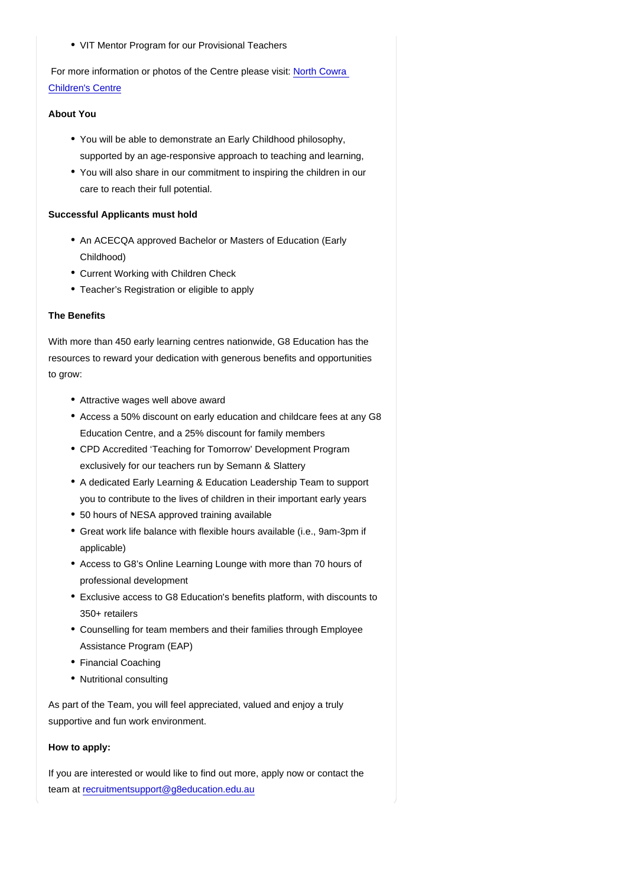- VIT Mentor Program for our Provisional Teachers

For more information or photos of the Centre please visit: [North Cowra Children's Centre]()

**About You**

- You will be able to demonstrate an Early Childhood philosophy, supported by an age-responsive approach to teaching and learning,
- You will also share in our commitment to inspiring the children in our care to reach their full potential.

**Successful Applicants must hold**

- An ACECQA approved Bachelor or Masters of Education (Early Childhood)
- Current Working with Children Check
- Teacher's Registration or eligible to apply

**The Benefits**

With more than 450 early learning centres nationwide, G8 Education has the resources to reward your dedication with generous benefits and opportunities to grow:

- Attractive wages well above award
- Access a 50% discount on early education and childcare fees at any G8 Education Centre, and a 25% discount for family members
- CPD Accredited 'Teaching for Tomorrow' Development Program exclusively for our teachers run by Semann & Slattery
- A dedicated Early Learning & Education Leadership Team to support you to contribute to the lives of children in their important early years
- 50 hours of NESA approved training available
- Great work life balance with flexible hours available (i.e., 9am-3pm if applicable)
- Access to G8's Online Learning Lounge with more than 70 hours of professional development
- Exclusive access to G8 Education's benefits platform, with discounts to 350+ retailers
- Counselling for team members and their families through Employee Assistance Program (EAP)
- Financial Coaching
- Nutritional consulting

As part of the Team, you will feel appreciated, valued and enjoy a truly supportive and fun work environment.

**How to apply:**

If you are interested or would like to find out more, apply now or contact the team at [recruitmentsupport@g8education.edu.au](mailto:recruitmentsupport@g8education.edu.au)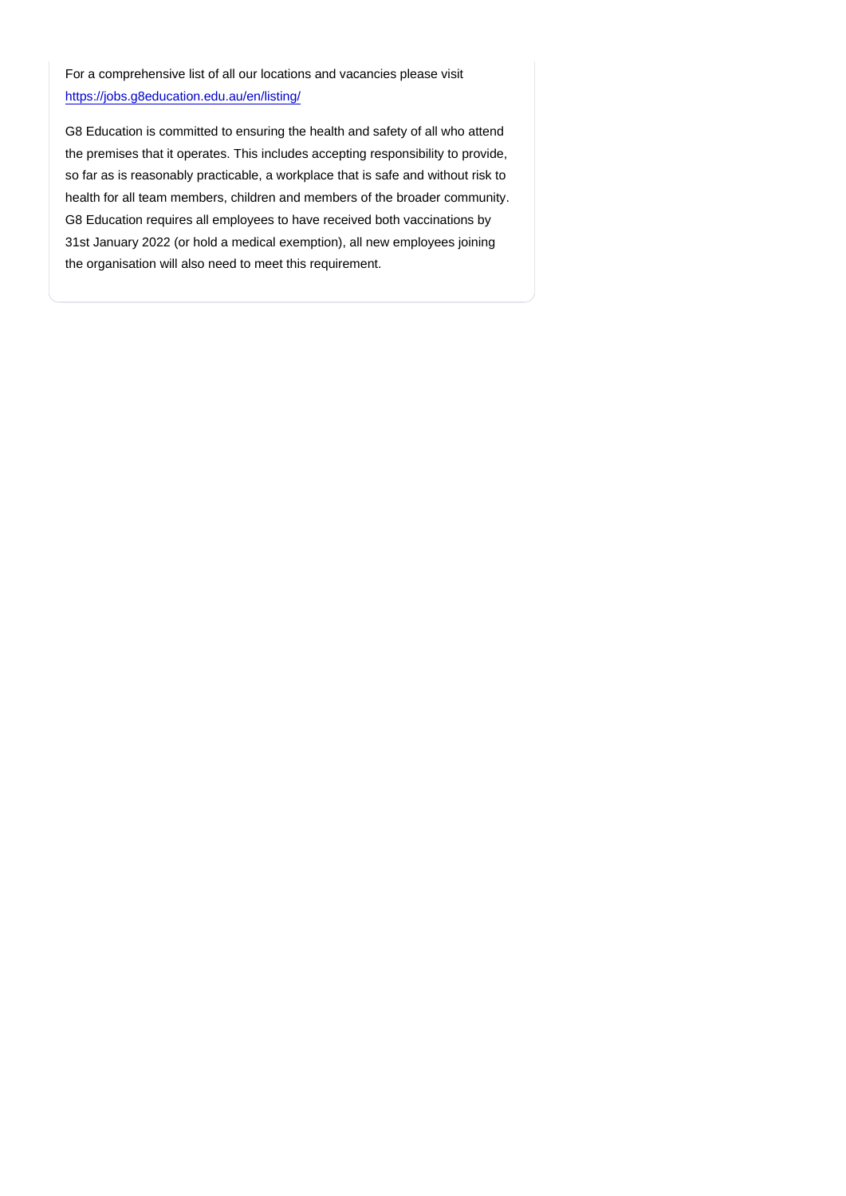For a comprehensive list of all our locations and vacancies please visit [https://jobs.g8education.edu.au/en/listing/](https://jobs.g8education.edu.au/en/listing/)

G8 Education is committed to ensuring the health and safety of all who attend the premises that it operates. This includes accepting responsibility to provide, so far as is reasonably practicable, a workplace that is safe and without risk to health for all team members, children and members of the broader community. G8 Education requires all employees to have received both vaccinations by 31st January 2022 (or hold a medical exemption), all new employees joining the organisation will also need to meet this requirement.